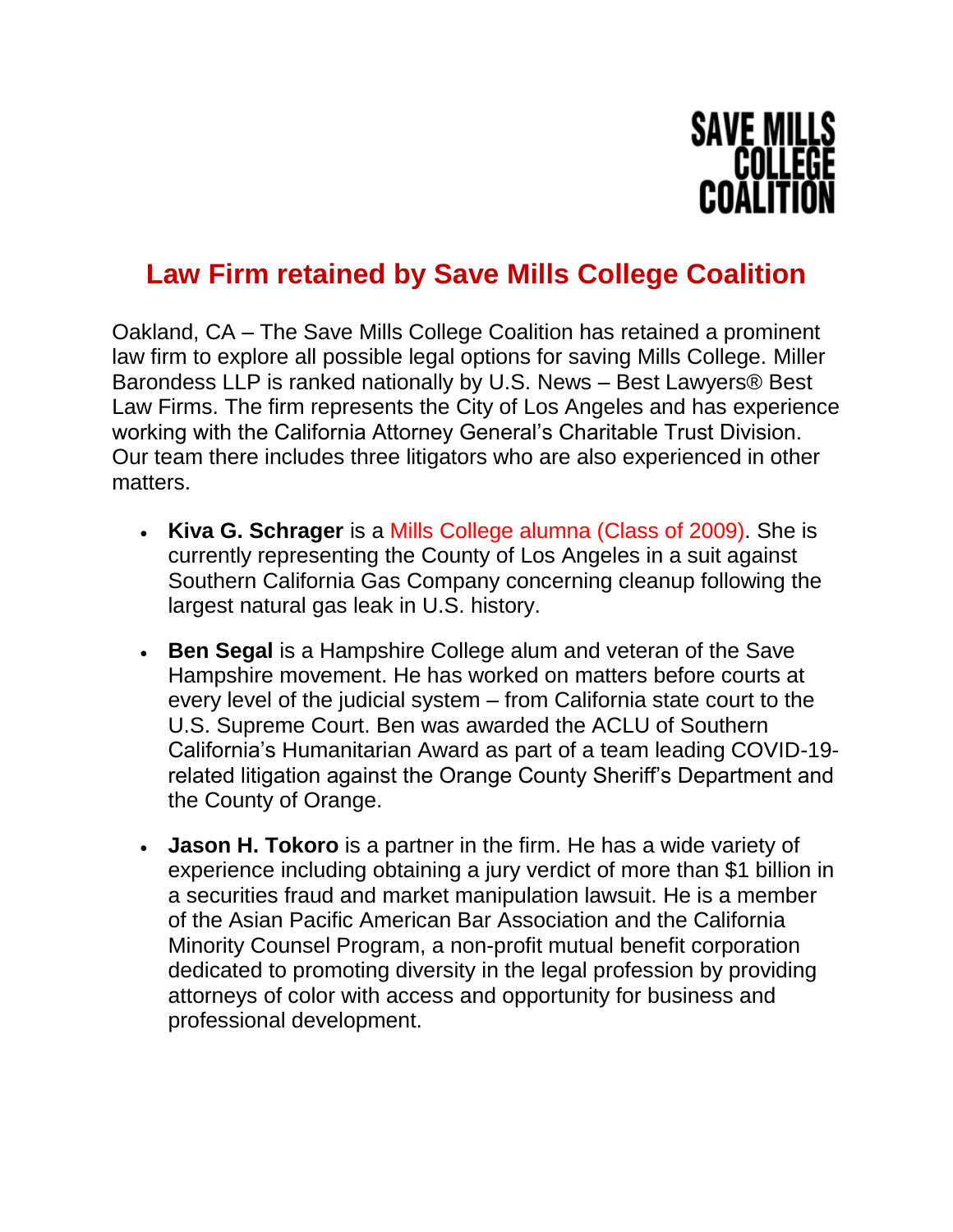SAVE MILLS COLLEGE COALITION

# Law Firm retained by Save Mills College Coalition

Oakland, CA – The Save Mills College Coalition has retained a prominent law firm to explore all possible legal options for saving Mills College. Miller Barondess LLP is ranked nationally by U.S. News – Best Lawyers® Best Law Firms. The firm represents the City of Los Angeles and has experience working with the California Attorney General's Charitable Trust Division. Our team there includes three litigators who are also experienced in other matters.

- **Kiva G. Schrager** is a Mills College alumna (Class of 2009). She is currently representing the County of Los Angeles in a suit against Southern California Gas Company concerning cleanup following the largest natural gas leak in U.S. history.
- **Ben Segal** is a Hampshire College alum and veteran of the Save Hampshire movement. He has worked on matters before courts at every level of the judicial system – from California state court to the U.S. Supreme Court. Ben was awarded the ACLU of Southern California's Humanitarian Award as part of a team leading COVID-19-related litigation against the Orange County Sheriff's Department and the County of Orange.
- **Jason H. Tokoro** is a partner in the firm. He has a wide variety of experience including obtaining a jury verdict of more than $1 billion in a securities fraud and market manipulation lawsuit. He is a member of the Asian Pacific American Bar Association and the California Minority Counsel Program, a non-profit mutual benefit corporation dedicated to promoting diversity in the legal profession by providing attorneys of color with access and opportunity for business and professional development.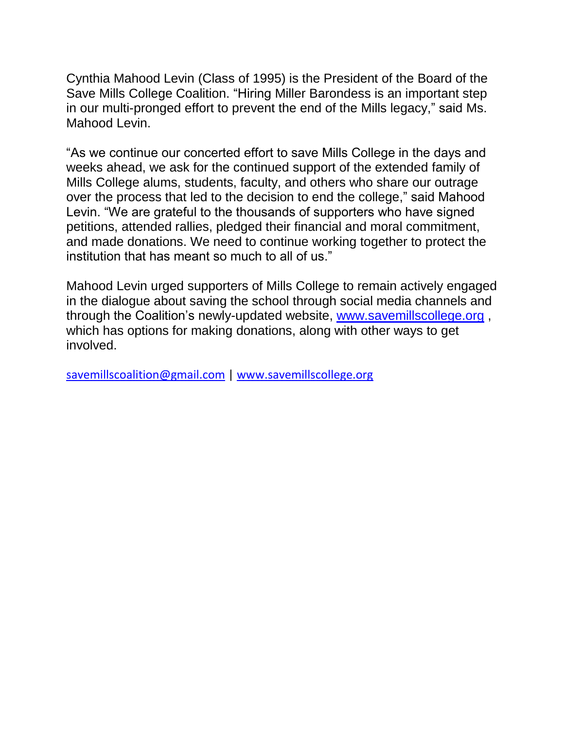Cynthia Mahood Levin (Class of 1995) is the President of the Board of the Save Mills College Coalition. "Hiring Miller Barondess is an important step in our multi-pronged effort to prevent the end of the Mills legacy," said Ms. Mahood Levin.

"As we continue our concerted effort to save Mills College in the days and weeks ahead, we ask for the continued support of the extended family of Mills College alums, students, faculty, and others who share our outrage over the process that led to the decision to end the college," said Mahood Levin. "We are grateful to the thousands of supporters who have signed petitions, attended rallies, pledged their financial and moral commitment, and made donations. We need to continue working together to protect the institution that has meant so much to all of us."

Mahood Levin urged supporters of Mills College to remain actively engaged in the dialogue about saving the school through social media channels and through the Coalition's newly-updated website, [www.savemillscollege.org](http://www.savemillscollege.org) , which has options for making donations, along with other ways to get involved.

[savemillscoalition@gmail.com](mailto:savemillscoalition@gmail.com) | [www.savemillscollege.org](http://www.savemillscollege.org)